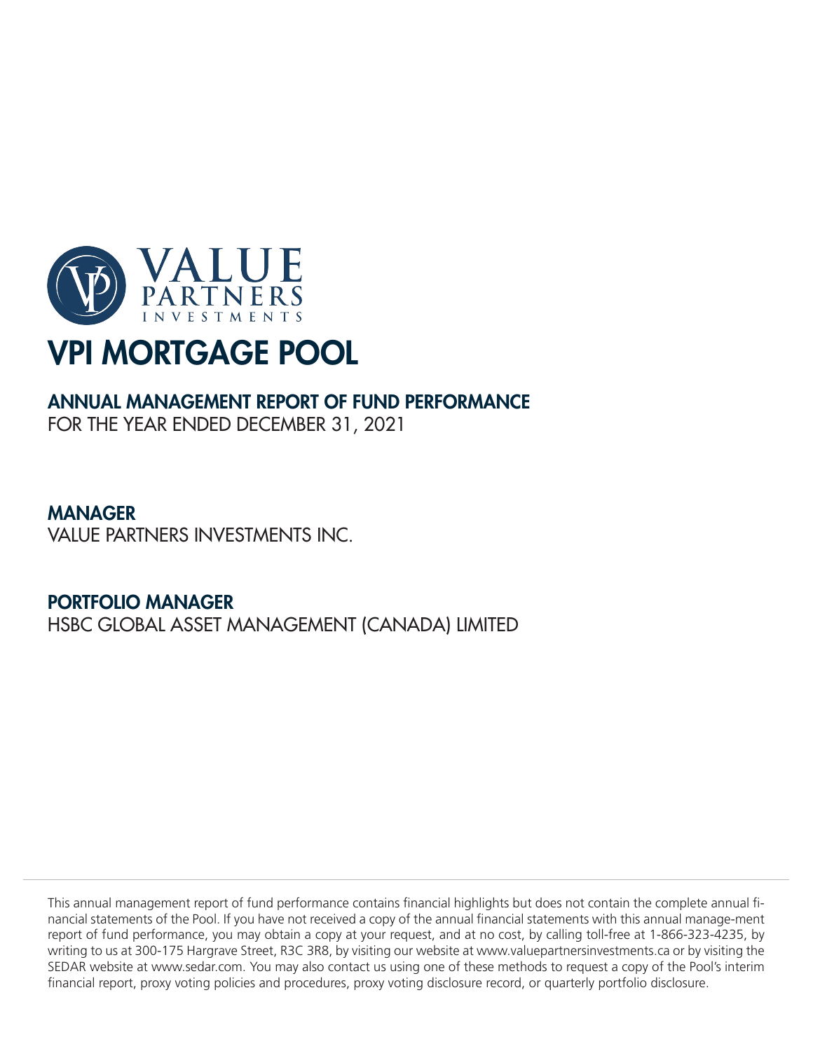VALUE PARTNERS INVESTMENTS

# VPI MORTGAGE POOL

## ANNUAL MANAGEMENT REPORT OF FUND PERFORMANCE

FOR THE YEAR ENDED DECEMBER 31, 2021

## MANAGER

VALUE PARTNERS INVESTMENTS INC.

## PORTFOLIO MANAGER

HSBC GLOBAL ASSET MANAGEMENT (CANADA) LIMITED

This annual management report of fund performance contains financial highlights but does not contain the complete annual financial statements of the Pool. If you have not received a copy of the annual financial statements with this annual manage-ment report of fund performance, you may obtain a copy at your request, and at no cost, by calling toll-free at 1-866-323-4235, by writing to us at 300-175 Hargrave Street, R3C 3R8, by visiting our website at www.valuepartnersinvestments.ca or by visiting the SEDAR website at www.sedar.com. You may also contact us using one of these methods to request a copy of the Pool's interim financial report, proxy voting policies and procedures, proxy voting disclosure record, or quarterly portfolio disclosure.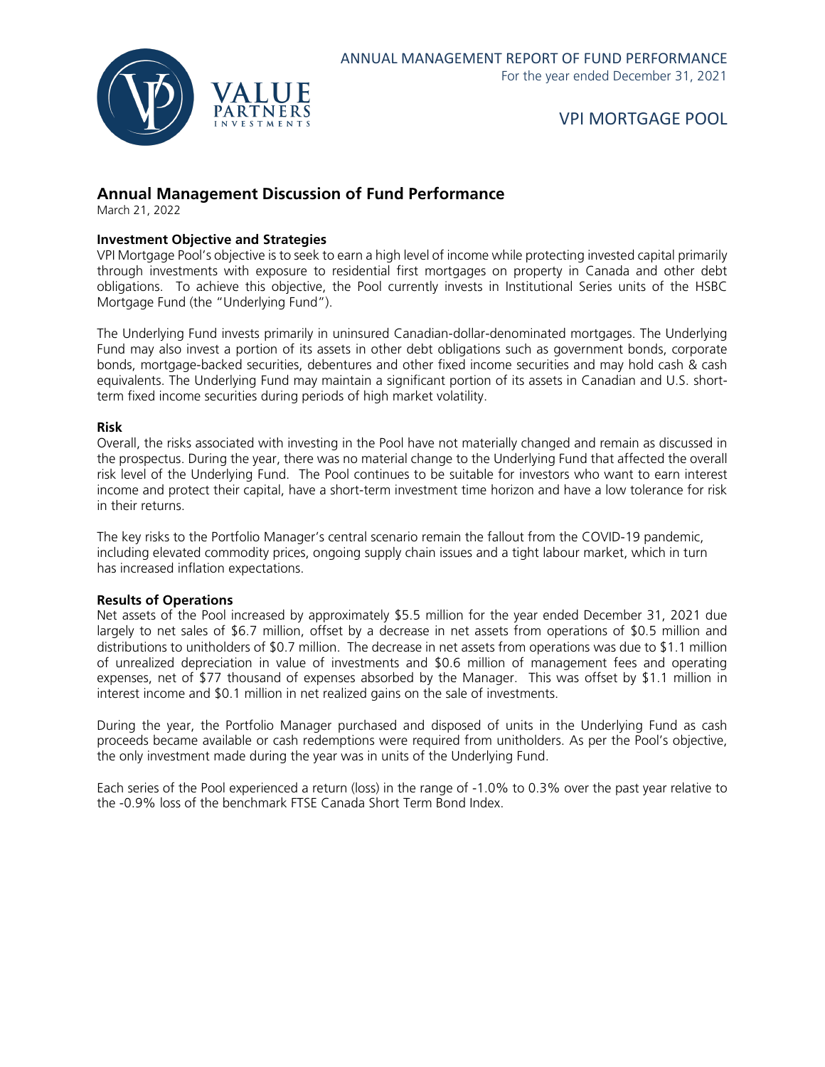# VPI MORTGAGE POOL

## Annual Management Discussion of Fund Performance

March 21, 2022

### Investment Objective and Strategies

VPI Mortgage Pool's objective is to seek to earn a high level of income while protecting invested capital primarily through investments with exposure to residential first mortgages on property in Canada and other debt obligations. To achieve this objective, the Pool currently invests in Institutional Series units of the HSBC Mortgage Fund (the "Underlying Fund").

The Underlying Fund invests primarily in uninsured Canadian-dollar-denominated mortgages. The Underlying Fund may also invest a portion of its assets in other debt obligations such as government bonds, corporate bonds, mortgage-backed securities, debentures and other fixed income securities and may hold cash & cash equivalents. The Underlying Fund may maintain a significant portion of its assets in Canadian and U.S. short-term fixed income securities during periods of high market volatility.

### Risk

Overall, the risks associated with investing in the Pool have not materially changed and remain as discussed in the prospectus. During the year, there was no material change to the Underlying Fund that affected the overall risk level of the Underlying Fund. The Pool continues to be suitable for investors who want to earn interest income and protect their capital, have a short-term investment time horizon and have a low tolerance for risk in their returns.

The key risks to the Portfolio Manager's central scenario remain the fallout from the COVID-19 pandemic, including elevated commodity prices, ongoing supply chain issues and a tight labour market, which in turn has increased inflation expectations.

### Results of Operations

Net assets of the Pool increased by approximately $5.5 million for the year ended December 31, 2021 due largely to net sales of $6.7 million, offset by a decrease in net assets from operations of $0.5 million and distributions to unitholders of $0.7 million. The decrease in net assets from operations was due to $1.1 million of unrealized depreciation in value of investments and $0.6 million of management fees and operating expenses, net of $77 thousand of expenses absorbed by the Manager. This was offset by $1.1 million in interest income and $0.1 million in net realized gains on the sale of investments.

During the year, the Portfolio Manager purchased and disposed of units in the Underlying Fund as cash proceeds became available or cash redemptions were required from unitholders. As per the Pool's objective, the only investment made during the year was in units of the Underlying Fund.

Each series of the Pool experienced a return (loss) in the range of -1.0% to 0.3% over the past year relative to the -0.9% loss of the benchmark FTSE Canada Short Term Bond Index.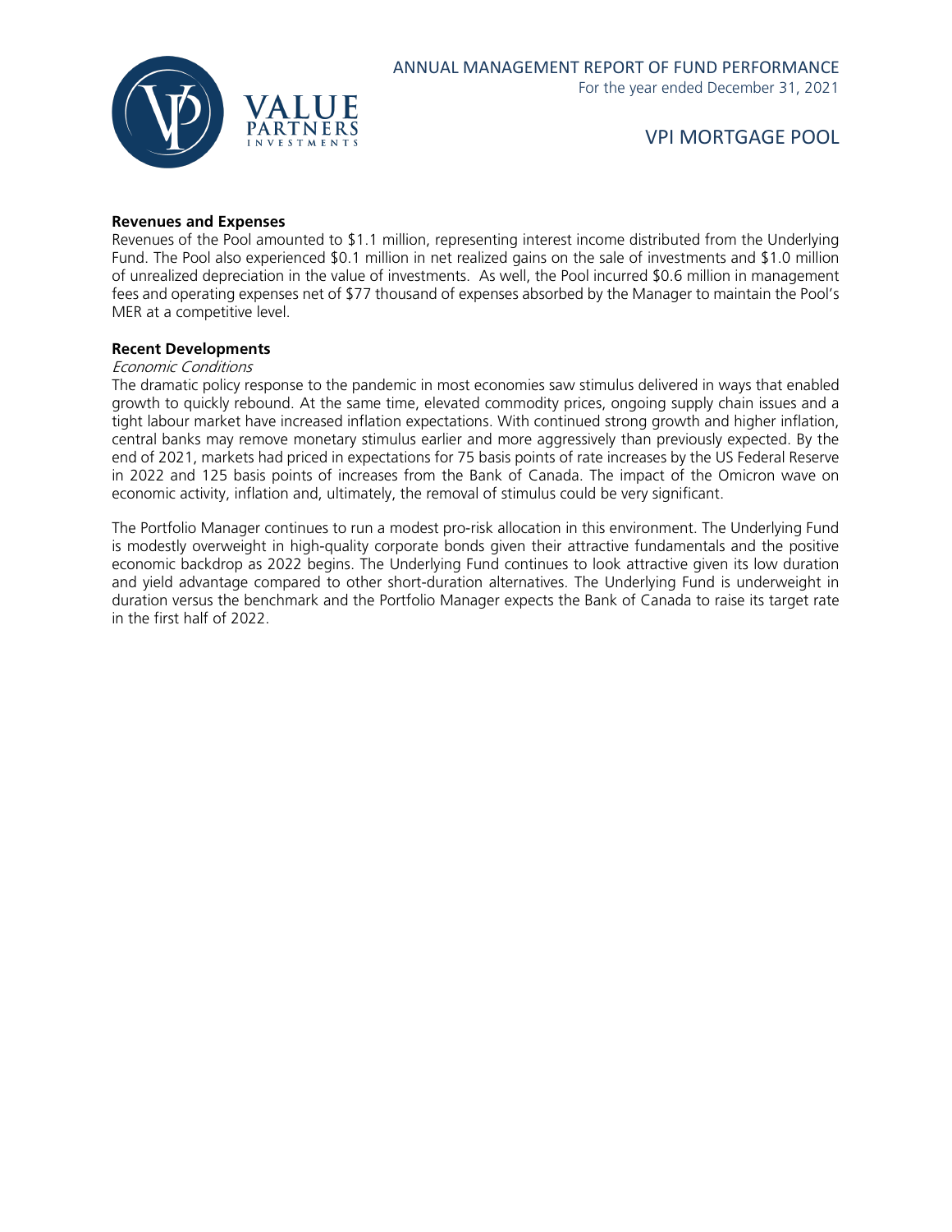**Revenues and Expenses**

Revenues of the Pool amounted to \$1.1 million, representing interest income distributed from the Underlying Fund. The Pool also experienced \$0.1 million in net realized gains on the sale of investments and \$1.0 million of unrealized depreciation in the value of investments. As well, the Pool incurred \$0.6 million in management fees and operating expenses net of \$77 thousand of expenses absorbed by the Manager to maintain the Pool's MER at a competitive level.

**Recent Developments**

*Economic Conditions*

The dramatic policy response to the pandemic in most economies saw stimulus delivered in ways that enabled growth to quickly rebound. At the same time, elevated commodity prices, ongoing supply chain issues and a tight labour market have increased inflation expectations. With continued strong growth and higher inflation, central banks may remove monetary stimulus earlier and more aggressively than previously expected. By the end of 2021, markets had priced in expectations for 75 basis points of rate increases by the US Federal Reserve in 2022 and 125 basis points of increases from the Bank of Canada. The impact of the Omicron wave on economic activity, inflation and, ultimately, the removal of stimulus could be very significant.

The Portfolio Manager continues to run a modest pro-risk allocation in this environment. The Underlying Fund is modestly overweight in high-quality corporate bonds given their attractive fundamentals and the positive economic backdrop as 2022 begins. The Underlying Fund continues to look attractive given its low duration and yield advantage compared to other short-duration alternatives. The Underlying Fund is underweight in duration versus the benchmark and the Portfolio Manager expects the Bank of Canada to raise its target rate in the first half of 2022.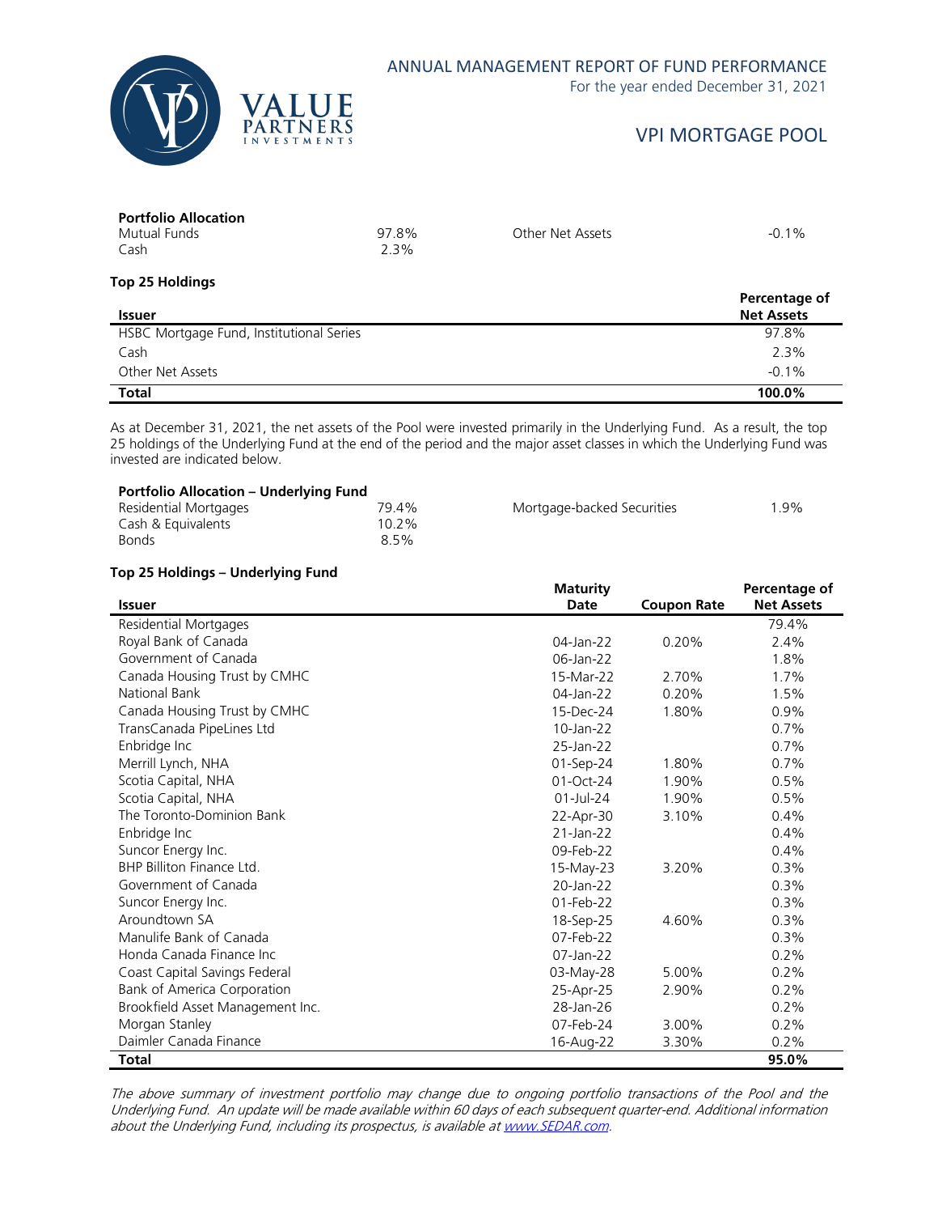### Portfolio Allocation

| | | | |
|---|---|---|---|
| Mutual Funds | 97.8% | Other Net Assets | -0.1% |
| Cash | 2.3% | | |

### Top 25 Holdings

| Issuer | Percentage of Net Assets |
|---|---|
| HSBC Mortgage Fund, Institutional Series | 97.8% |
| Cash | 2.3% |
| Other Net Assets | -0.1% |
| **Total** | **100.0%** |

As at December 31, 2021, the net assets of the Pool were invested primarily in the Underlying Fund. As a result, the top 25 holdings of the Underlying Fund at the end of the period and the major asset classes in which the Underlying Fund was invested are indicated below.

### Portfolio Allocation – Underlying Fund

| | | | |
|---|---|---|---|
| Residential Mortgages | 79.4% | Mortgage-backed Securities | 1.9% |
| Cash & Equivalents | 10.2% | | |
| Bonds | 8.5% | | |

### Top 25 Holdings – Underlying Fund

| Issuer | Maturity Date | Coupon Rate | Percentage of Net Assets |
|---|---|---|---|
| Residential Mortgages | | | 79.4% |
| Royal Bank of Canada | 04-Jan-22 | 0.20% | 2.4% |
| Government of Canada | 06-Jan-22 | | 1.8% |
| Canada Housing Trust by CMHC | 15-Mar-22 | 2.70% | 1.7% |
| National Bank | 04-Jan-22 | 0.20% | 1.5% |
| Canada Housing Trust by CMHC | 15-Dec-24 | 1.80% | 0.9% |
| TransCanada PipeLines Ltd | 10-Jan-22 | | 0.7% |
| Enbridge Inc | 25-Jan-22 | | 0.7% |
| Merrill Lynch, NHA | 01-Sep-24 | 1.80% | 0.7% |
| Scotia Capital, NHA | 01-Oct-24 | 1.90% | 0.5% |
| Scotia Capital, NHA | 01-Jul-24 | 1.90% | 0.5% |
| The Toronto-Dominion Bank | 22-Apr-30 | 3.10% | 0.4% |
| Enbridge Inc | 21-Jan-22 | | 0.4% |
| Suncor Energy Inc. | 09-Feb-22 | | 0.4% |
| BHP Billiton Finance Ltd. | 15-May-23 | 3.20% | 0.3% |
| Government of Canada | 20-Jan-22 | | 0.3% |
| Suncor Energy Inc. | 01-Feb-22 | | 0.3% |
| Aroundtown SA | 18-Sep-25 | 4.60% | 0.3% |
| Manulife Bank of Canada | 07-Feb-22 | | 0.3% |
| Honda Canada Finance Inc | 07-Jan-22 | | 0.2% |
| Coast Capital Savings Federal | 03-May-28 | 5.00% | 0.2% |
| Bank of America Corporation | 25-Apr-25 | 2.90% | 0.2% |
| Brookfield Asset Management Inc. | 28-Jan-26 | | 0.2% |
| Morgan Stanley | 07-Feb-24 | 3.00% | 0.2% |
| Daimler Canada Finance | 16-Aug-22 | 3.30% | 0.2% |
| **Total** | | | **95.0%** |

*The above summary of investment portfolio may change due to ongoing portfolio transactions of the Pool and the Underlying Fund. An update will be made available within 60 days of each subsequent quarter-end. Additional information about the Underlying Fund, including its prospectus, is available at www.SEDAR.com.*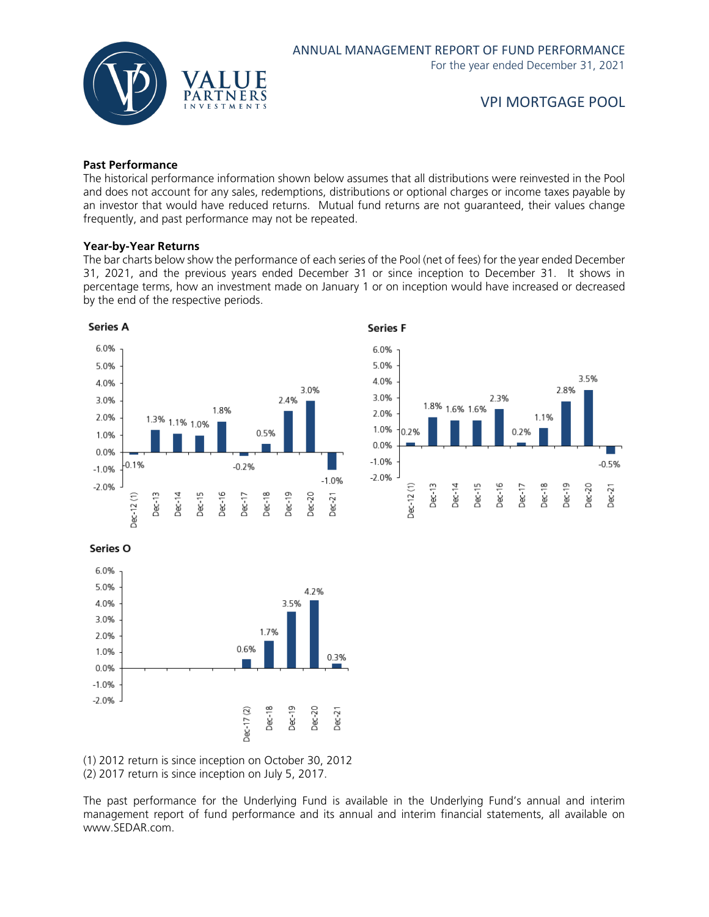## Past Performance

The historical performance information shown below assumes that all distributions were reinvested in the Pool and does not account for any sales, redemptions, distributions or optional charges or income taxes payable by an investor that would have reduced returns. Mutual fund returns are not guaranteed, their values change frequently, and past performance may not be repeated.

## Year-by-Year Returns

The bar charts below show the performance of each series of the Pool (net of fees) for the year ended December 31, 2021, and the previous years ended December 31 or since inception to December 31. It shows in percentage terms, how an investment made on January 1 or on inception would have increased or decreased by the end of the respective periods.

**Series A**

6.0%
5.0%
4.0%
3.0%
2.0%
1.0%
0.0%
-1.0%
-2.0%

-0.1% 1.3% 1.1% 1.0% 1.8% -0.2% 0.5% 2.4% 3.0% -1.0%

Dec-12 (1) Dec-13 Dec-14 Dec-15 Dec-16 Dec-17 Dec-18 Dec-19 Dec-20 Dec-21

**Series F**

6.0%
5.0%
4.0%
3.0%
2.0%
1.0%
0.0%
-1.0%
-2.0%

0.2% 1.8% 1.6% 1.6% 2.3% 0.2% 1.1% 2.8% 3.5% -0.5%

Dec-12 (1) Dec-13 Dec-14 Dec-15 Dec-16 Dec-17 Dec-18 Dec-19 Dec-20 Dec-21

**Series O**

6.0%
5.0%
4.0%
3.0%
2.0%
1.0%
0.0%
-1.0%
-2.0%

0.6% 1.7% 3.5% 4.2% 0.3%

Dec-17 (2) Dec-18 Dec-19 Dec-20 Dec-21

(1) 2012 return is since inception on October 30, 2012
(2) 2017 return is since inception on July 5, 2017.

The past performance for the Underlying Fund is available in the Underlying Fund's annual and interim management report of fund performance and its annual and interim financial statements, all available on www.SEDAR.com.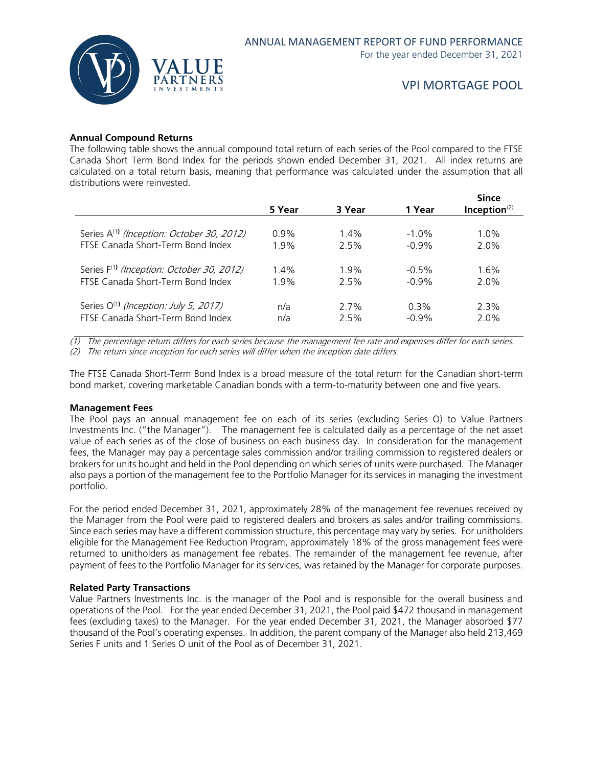## Annual Compound Returns

The following table shows the annual compound total return of each series of the Pool compared to the FTSE Canada Short Term Bond Index for the periods shown ended December 31, 2021. All index returns are calculated on a total return basis, meaning that performance was calculated under the assumption that all distributions were reinvested.

| | 5 Year | 3 Year | 1 Year | Since Inception[(2)] |
|---|---|---|---|---|
| Series A[(1)] *(Inception: October 30, 2012)* | 0.9% | 1.4% | -1.0% | 1.0% |
| FTSE Canada Short-Term Bond Index | 1.9% | 2.5% | -0.9% | 2.0% |
| Series F[(1)] *(Inception: October 30, 2012)* | 1.4% | 1.9% | -0.5% | 1.6% |
| FTSE Canada Short-Term Bond Index | 1.9% | 2.5% | -0.9% | 2.0% |
| Series O[(1)] *(Inception: July 5, 2017)* | n/a | 2.7% | 0.3% | 2.3% |
| FTSE Canada Short-Term Bond Index | n/a | 2.5% | -0.9% | 2.0% |

*(1) The percentage return differs for each series because the management fee rate and expenses differ for each series.*
*(2) The return since inception for each series will differ when the inception date differs.*

The FTSE Canada Short-Term Bond Index is a broad measure of the total return for the Canadian short-term bond market, covering marketable Canadian bonds with a term-to-maturity between one and five years.

## Management Fees

The Pool pays an annual management fee on each of its series (excluding Series O) to Value Partners Investments Inc. ("the Manager"). The management fee is calculated daily as a percentage of the net asset value of each series as of the close of business on each business day. In consideration for the management fees, the Manager may pay a percentage sales commission and/or trailing commission to registered dealers or brokers for units bought and held in the Pool depending on which series of units were purchased. The Manager also pays a portion of the management fee to the Portfolio Manager for its services in managing the investment portfolio.

For the period ended December 31, 2021, approximately 28% of the management fee revenues received by the Manager from the Pool were paid to registered dealers and brokers as sales and/or trailing commissions. Since each series may have a different commission structure, this percentage may vary by series. For unitholders eligible for the Management Fee Reduction Program, approximately 18% of the gross management fees were returned to unitholders as management fee rebates. The remainder of the management fee revenue, after payment of fees to the Portfolio Manager for its services, was retained by the Manager for corporate purposes.

## Related Party Transactions

Value Partners Investments Inc. is the manager of the Pool and is responsible for the overall business and operations of the Pool. For the year ended December 31, 2021, the Pool paid $472 thousand in management fees (excluding taxes) to the Manager. For the year ended December 31, 2021, the Manager absorbed $77 thousand of the Pool's operating expenses. In addition, the parent company of the Manager also held 213,469 Series F units and 1 Series O unit of the Pool as of December 31, 2021.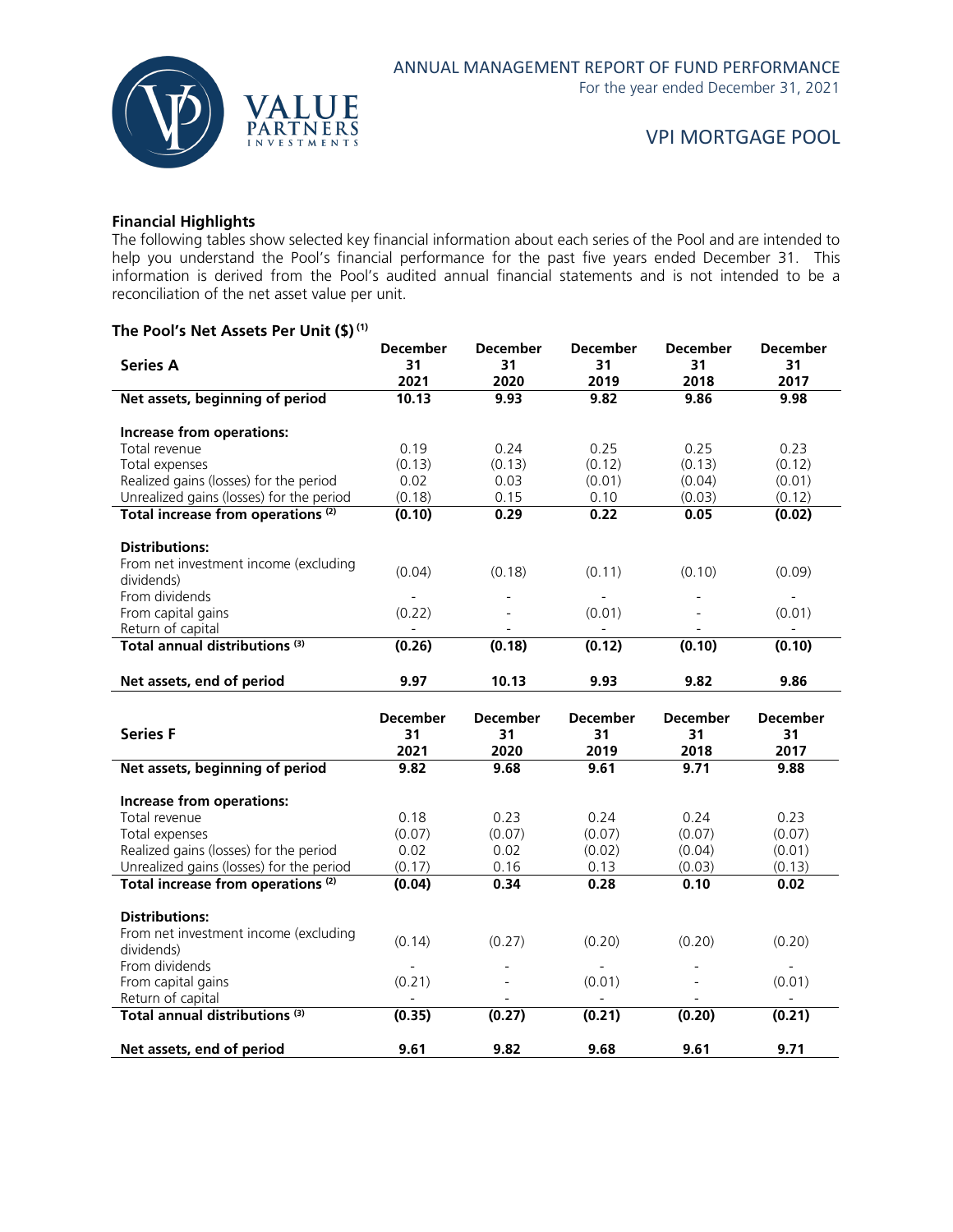## Financial Highlights

The following tables show selected key financial information about each series of the Pool and are intended to help you understand the Pool's financial performance for the past five years ended December 31. This information is derived from the Pool's audited annual financial statements and is not intended to be a reconciliation of the net asset value per unit.

### The Pool's Net Assets Per Unit ($) (1)

| Series A | December 31 2021 | December 31 2020 | December 31 2019 | December 31 2018 | December 31 2017 |
|---|---|---|---|---|---|
| **Net assets, beginning of period** | **10.13** | **9.93** | **9.82** | **9.86** | **9.98** |
| **Increase from operations:** | | | | | |
| Total revenue | 0.19 | 0.24 | 0.25 | 0.25 | 0.23 |
| Total expenses | (0.13) | (0.13) | (0.12) | (0.13) | (0.12) |
| Realized gains (losses) for the period | 0.02 | 0.03 | (0.01) | (0.04) | (0.01) |
| Unrealized gains (losses) for the period | (0.18) | 0.15 | 0.10 | (0.03) | (0.12) |
| **Total increase from operations (2)** | **(0.10)** | **0.29** | **0.22** | **0.05** | **(0.02)** |
| **Distributions:** | | | | | |
| From net investment income (excluding dividends) | (0.04) | (0.18) | (0.11) | (0.10) | (0.09) |
| From dividends | - | - | - | - | - |
| From capital gains | (0.22) | - | (0.01) | - | (0.01) |
| Return of capital | - | - | - | - | - |
| **Total annual distributions (3)** | **(0.26)** | **(0.18)** | **(0.12)** | **(0.10)** | **(0.10)** |
| **Net assets, end of period** | **9.97** | **10.13** | **9.93** | **9.82** | **9.86** |

| Series F | December 31 2021 | December 31 2020 | December 31 2019 | December 31 2018 | December 31 2017 |
|---|---|---|---|---|---|
| **Net assets, beginning of period** | **9.82** | **9.68** | **9.61** | **9.71** | **9.88** |
| **Increase from operations:** | | | | | |
| Total revenue | 0.18 | 0.23 | 0.24 | 0.24 | 0.23 |
| Total expenses | (0.07) | (0.07) | (0.07) | (0.07) | (0.07) |
| Realized gains (losses) for the period | 0.02 | 0.02 | (0.02) | (0.04) | (0.01) |
| Unrealized gains (losses) for the period | (0.17) | 0.16 | 0.13 | (0.03) | (0.13) |
| **Total increase from operations (2)** | **(0.04)** | **0.34** | **0.28** | **0.10** | **0.02** |
| **Distributions:** | | | | | |
| From net investment income (excluding dividends) | (0.14) | (0.27) | (0.20) | (0.20) | (0.20) |
| From dividends | - | - | - | - | - |
| From capital gains | (0.21) | - | (0.01) | - | (0.01) |
| Return of capital | - | - | - | - | - |
| **Total annual distributions (3)** | **(0.35)** | **(0.27)** | **(0.21)** | **(0.20)** | **(0.21)** |
| **Net assets, end of period** | **9.61** | **9.82** | **9.68** | **9.61** | **9.71** |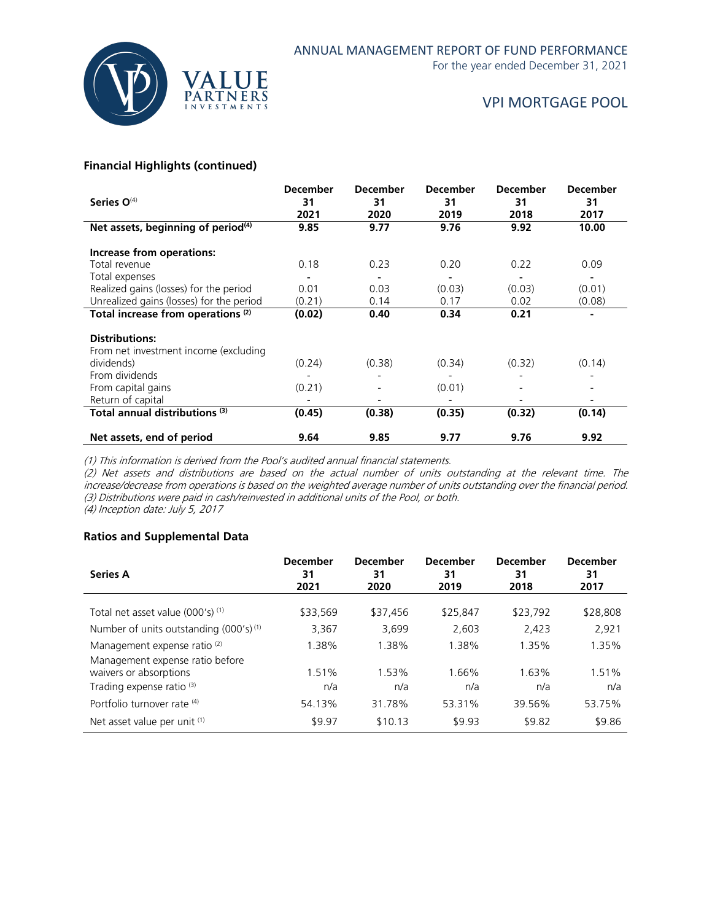### Financial Highlights (continued)

| Series O[(4)] | December 31 2021 | December 31 2020 | December 31 2019 | December 31 2018 | December 31 2017 |
|---|---|---|---|---|---|
| **Net assets, beginning of period[(4)]** | **9.85** | **9.77** | **9.76** | **9.92** | **10.00** |
| **Increase from operations:** | | | | | |
| Total revenue | 0.18 | 0.23 | 0.20 | 0.22 | 0.09 |
| Total expenses | - | - | - | - | - |
| Realized gains (losses) for the period | 0.01 | 0.03 | (0.03) | (0.03) | (0.01) |
| Unrealized gains (losses) for the period | (0.21) | 0.14 | 0.17 | 0.02 | (0.08) |
| **Total increase from operations [(2)]** | **(0.02)** | **0.40** | **0.34** | **0.21** | **-** |
| **Distributions:** | | | | | |
| From net investment income (excluding dividends) | (0.24) | (0.38) | (0.34) | (0.32) | (0.14) |
| From dividends | - | - | - | - | - |
| From capital gains | (0.21) | - | (0.01) | - | - |
| Return of capital | - | - | - | - | - |
| **Total annual distributions [(3)]** | **(0.45)** | **(0.38)** | **(0.35)** | **(0.32)** | **(0.14)** |
| **Net assets, end of period** | **9.64** | **9.85** | **9.77** | **9.76** | **9.92** |

*(1) This information is derived from the Pool's audited annual financial statements.*
*(2) Net assets and distributions are based on the actual number of units outstanding at the relevant time. The increase/decrease from operations is based on the weighted average number of units outstanding over the financial period.*
*(3) Distributions were paid in cash/reinvested in additional units of the Pool, or both.*
*(4) Inception date: July 5, 2017*

### Ratios and Supplemental Data

| Series A | December 31 2021 | December 31 2020 | December 31 2019 | December 31 2018 | December 31 2017 |
|---|---|---|---|---|---|
| Total net asset value (000's) [(1)] | $33,569 | $37,456 | $25,847 | $23,792 | $28,808 |
| Number of units outstanding (000's) [(1)] | 3,367 | 3,699 | 2,603 | 2,423 | 2,921 |
| Management expense ratio [(2)] | 1.38% | 1.38% | 1.38% | 1.35% | 1.35% |
| Management expense ratio before waivers or absorptions | 1.51% | 1.53% | 1.66% | 1.63% | 1.51% |
| Trading expense ratio [(3)] | n/a | n/a | n/a | n/a | n/a |
| Portfolio turnover rate [(4)] | 54.13% | 31.78% | 53.31% | 39.56% | 53.75% |
| Net asset value per unit [(1)] | $9.97 | $10.13 | $9.93 | $9.82 | $9.86 |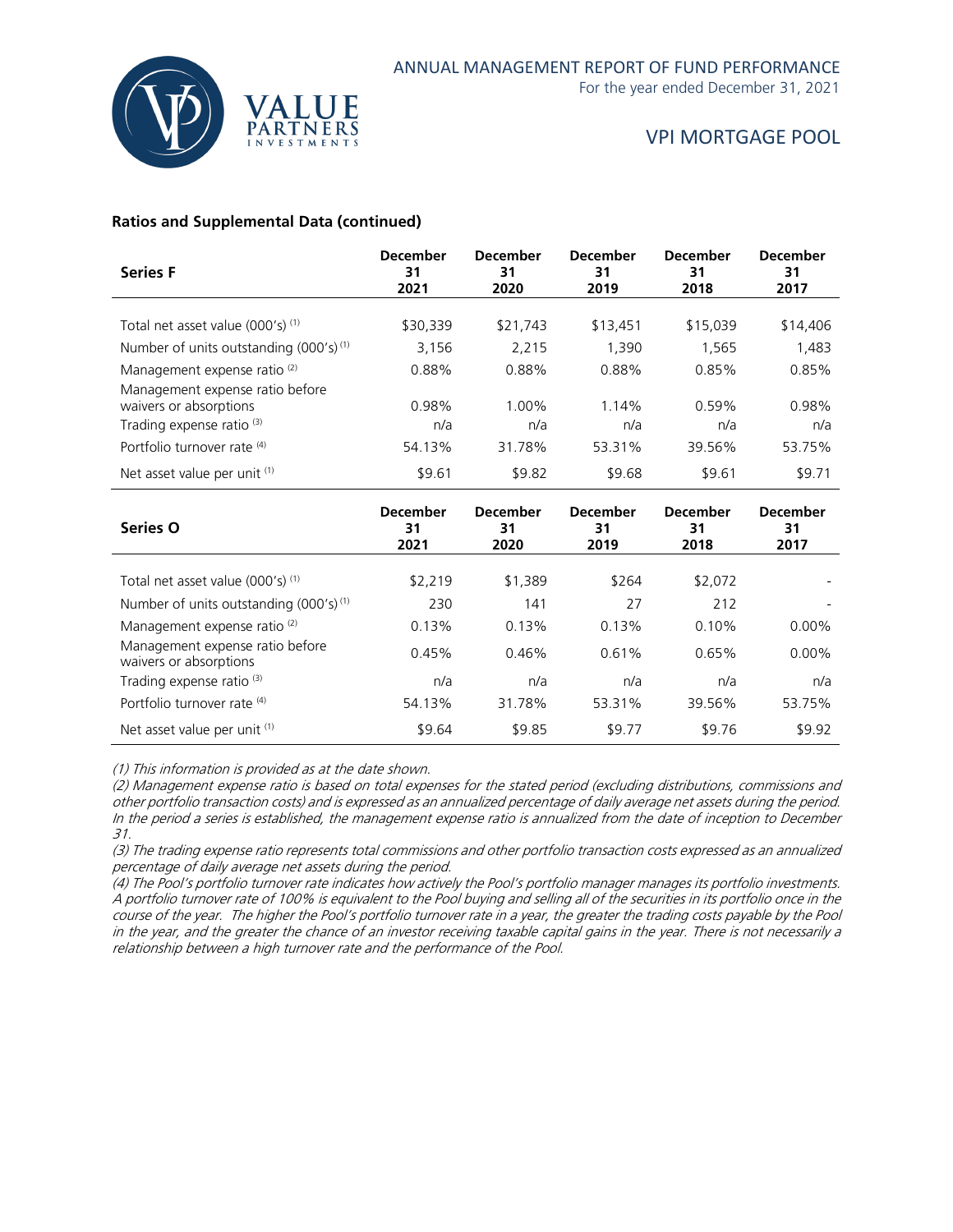### Ratios and Supplemental Data (continued)

| Series F | December 31 2021 | December 31 2020 | December 31 2019 | December 31 2018 | December 31 2017 |
|---|---|---|---|---|---|
| Total net asset value (000's) [(1)] | $30,339 | $21,743 | $13,451 | $15,039 | $14,406 |
| Number of units outstanding (000's) [(1)] | 3,156 | 2,215 | 1,390 | 1,565 | 1,483 |
| Management expense ratio [(2)] | 0.88% | 0.88% | 0.88% | 0.85% | 0.85% |
| Management expense ratio before waivers or absorptions | 0.98% | 1.00% | 1.14% | 0.59% | 0.98% |
| Trading expense ratio [(3)] | n/a | n/a | n/a | n/a | n/a |
| Portfolio turnover rate [(4)] | 54.13% | 31.78% | 53.31% | 39.56% | 53.75% |
| Net asset value per unit [(1)] | $9.61 | $9.82 | $9.68 | $9.61 | $9.71 |

| Series O | December 31 2021 | December 31 2020 | December 31 2019 | December 31 2018 | December 31 2017 |
|---|---|---|---|---|---|
| Total net asset value (000's) [(1)] | $2,219 | $1,389 | $264 | $2,072 | - |
| Number of units outstanding (000's) [(1)] | 230 | 141 | 27 | 212 | - |
| Management expense ratio [(2)] | 0.13% | 0.13% | 0.13% | 0.10% | 0.00% |
| Management expense ratio before waivers or absorptions | 0.45% | 0.46% | 0.61% | 0.65% | 0.00% |
| Trading expense ratio [(3)] | n/a | n/a | n/a | n/a | n/a |
| Portfolio turnover rate [(4)] | 54.13% | 31.78% | 53.31% | 39.56% | 53.75% |
| Net asset value per unit [(1)] | $9.64 | $9.85 | $9.77 | $9.76 | $9.92 |

*(1) This information is provided as at the date shown.*

*(2) Management expense ratio is based on total expenses for the stated period (excluding distributions, commissions and other portfolio transaction costs) and is expressed as an annualized percentage of daily average net assets during the period. In the period a series is established, the management expense ratio is annualized from the date of inception to December 31.*

*(3) The trading expense ratio represents total commissions and other portfolio transaction costs expressed as an annualized percentage of daily average net assets during the period.*

*(4) The Pool's portfolio turnover rate indicates how actively the Pool's portfolio manager manages its portfolio investments. A portfolio turnover rate of 100% is equivalent to the Pool buying and selling all of the securities in its portfolio once in the course of the year. The higher the Pool's portfolio turnover rate in a year, the greater the trading costs payable by the Pool in the year, and the greater the chance of an investor receiving taxable capital gains in the year. There is not necessarily a relationship between a high turnover rate and the performance of the Pool.*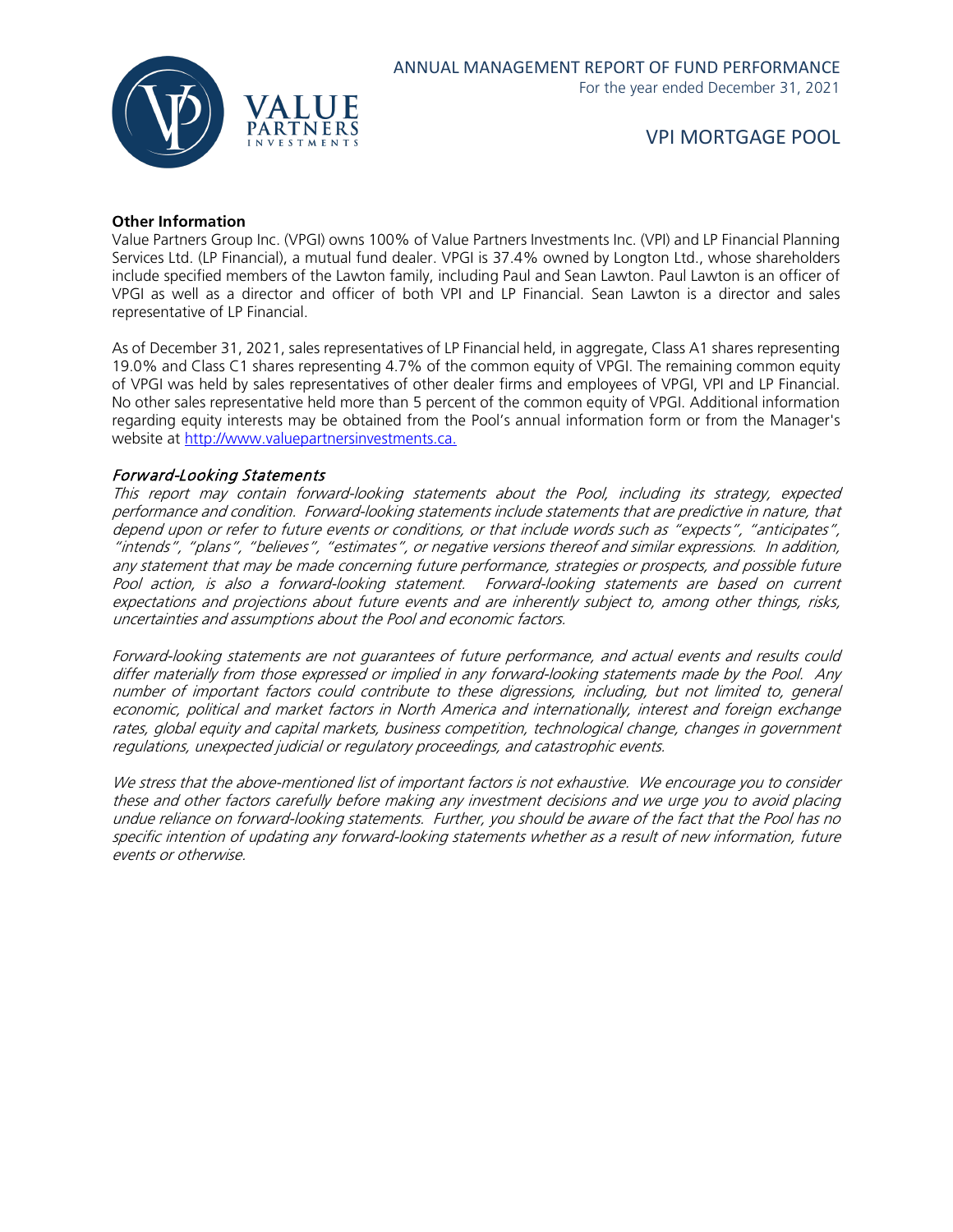**Other Information**

Value Partners Group Inc. (VPGI) owns 100% of Value Partners Investments Inc. (VPI) and LP Financial Planning Services Ltd. (LP Financial), a mutual fund dealer. VPGI is 37.4% owned by Longton Ltd., whose shareholders include specified members of the Lawton family, including Paul and Sean Lawton. Paul Lawton is an officer of VPGI as well as a director and officer of both VPI and LP Financial. Sean Lawton is a director and sales representative of LP Financial.

As of December 31, 2021, sales representatives of LP Financial held, in aggregate, Class A1 shares representing 19.0% and Class C1 shares representing 4.7% of the common equity of VPGI. The remaining common equity of VPGI was held by sales representatives of other dealer firms and employees of VPGI, VPI and LP Financial. No other sales representative held more than 5 percent of the common equity of VPGI. Additional information regarding equity interests may be obtained from the Pool's annual information form or from the Manager's website at [http://www.valuepartnersinvestments.ca.](http://www.valuepartnersinvestments.ca)

## *Forward-Looking Statements*

*This report may contain forward-looking statements about the Pool, including its strategy, expected performance and condition. Forward-looking statements include statements that are predictive in nature, that depend upon or refer to future events or conditions, or that include words such as "expects", "anticipates", "intends", "plans", "believes", "estimates", or negative versions thereof and similar expressions. In addition, any statement that may be made concerning future performance, strategies or prospects, and possible future Pool action, is also a forward-looking statement. Forward-looking statements are based on current expectations and projections about future events and are inherently subject to, among other things, risks, uncertainties and assumptions about the Pool and economic factors.*

*Forward-looking statements are not guarantees of future performance, and actual events and results could differ materially from those expressed or implied in any forward-looking statements made by the Pool. Any number of important factors could contribute to these digressions, including, but not limited to, general economic, political and market factors in North America and internationally, interest and foreign exchange rates, global equity and capital markets, business competition, technological change, changes in government regulations, unexpected judicial or regulatory proceedings, and catastrophic events.*

*We stress that the above-mentioned list of important factors is not exhaustive. We encourage you to consider these and other factors carefully before making any investment decisions and we urge you to avoid placing undue reliance on forward-looking statements. Further, you should be aware of the fact that the Pool has no specific intention of updating any forward-looking statements whether as a result of new information, future events or otherwise.*